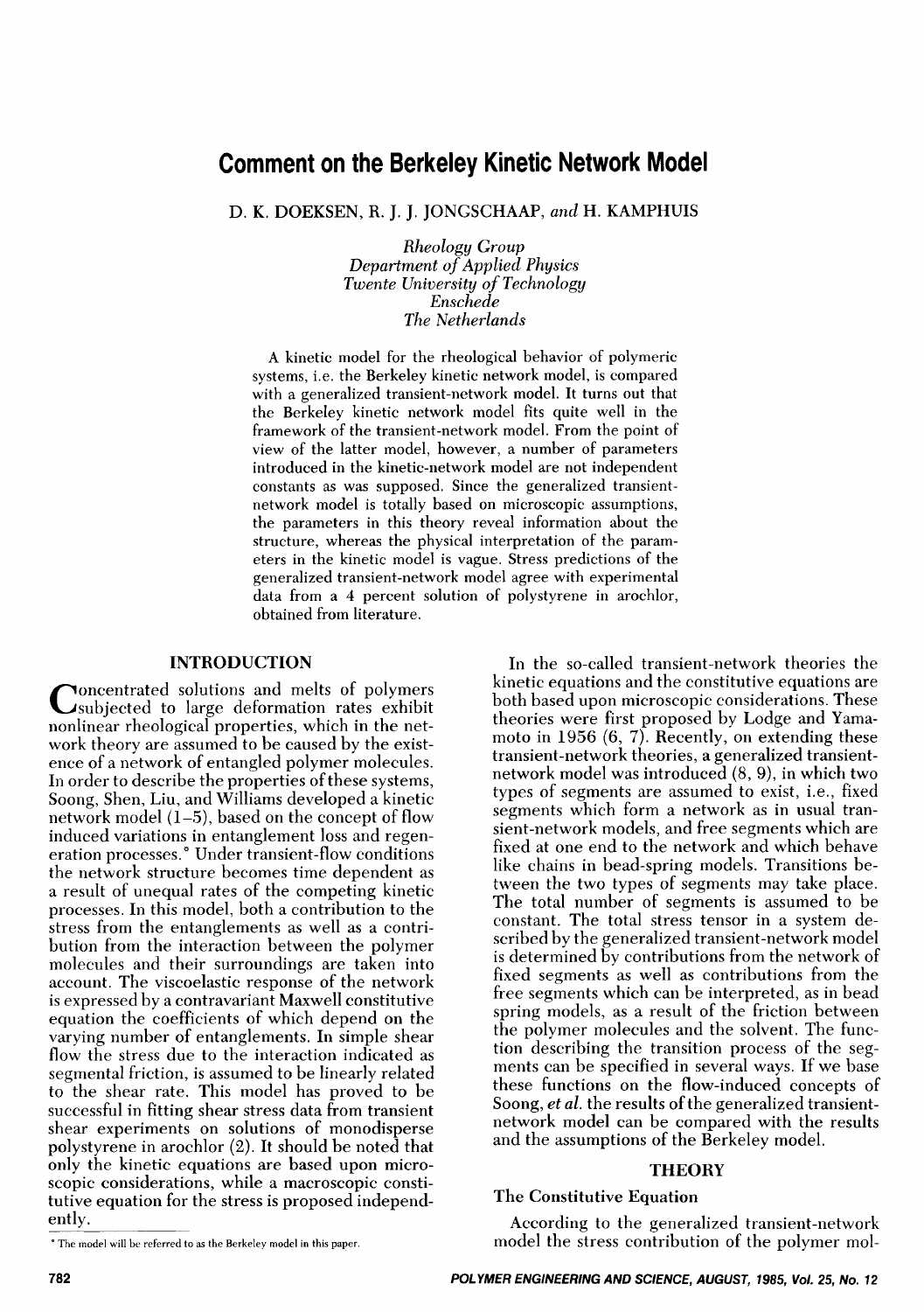# Comment on the Berkeley Kinetic Network Model

D. K. DOEKSEN, R. J. J. JONGSCHAAP, *and* H. KAMPHUIS

*Rheology Group*
*Department of Applied Physics*
*Twente University of Technology*
*Enschede*
*The Netherlands*

A kinetic model for the rheological behavior of polymeric systems, i.e. the Berkeley kinetic network model, is compared with a generalized transient-network model. It turns out that the Berkeley kinetic network model fits quite well in the framework of the transient-network model. From the point of view of the latter model, however, a number of parameters introduced in the kinetic-network model are not independent constants as was supposed. Since the generalized transient-network model is totally based on microscopic assumptions, the parameters in this theory reveal information about the structure, whereas the physical interpretation of the parameters in the kinetic model is vague. Stress predictions of the generalized transient-network model agree with experimental data from a 4 percent solution of polystyrene in arochlor, obtained from literature.

## INTRODUCTION

Concentrated solutions and melts of polymers subjected to large deformation rates exhibit nonlinear rheological properties, which in the network theory are assumed to be caused by the existence of a network of entangled polymer molecules. In order to describe the properties of these systems, Soong, Shen, Liu, and Williams developed a kinetic network model (1–5), based on the concept of flow induced variations in entanglement loss and regeneration processes.* Under transient-flow conditions the network structure becomes time dependent as a result of unequal rates of the competing kinetic processes. In this model, both a contribution to the stress from the entanglements as well as a contribution from the interaction between the polymer molecules and their surroundings are taken into account. The viscoelastic response of the network is expressed by a contravariant Maxwell constitutive equation the coefficients of which depend on the varying number of entanglements. In simple shear flow the stress due to the interaction indicated as segmental friction, is assumed to be linearly related to the shear rate. This model has proved to be successful in fitting shear stress data from transient shear experiments on solutions of monodisperse polystyrene in arochlor (2). It should be noted that only the kinetic equations are based upon microscopic considerations, while a macroscopic constitutive equation for the stress is proposed independently.

\* The model will be referred to as the Berkeley model in this paper.

In the so-called transient-network theories the kinetic equations and the constitutive equations are both based upon microscopic considerations. These theories were first proposed by Lodge and Yamamoto in 1956 (6, 7). Recently, on extending these transient-network theories, a generalized transient-network model was introduced (8, 9), in which two types of segments are assumed to exist, i.e., fixed segments which form a network as in usual transient-network models, and free segments which are fixed at one end to the network and which behave like chains in bead-spring models. Transitions between the two types of segments may take place. The total number of segments is assumed to be constant. The total stress tensor in a system described by the generalized transient-network model is determined by contributions from the network of fixed segments as well as contributions from the free segments which can be interpreted, as in bead spring models, as a result of the friction between the polymer molecules and the solvent. The function describing the transition process of the segments can be specified in several ways. If we base these functions on the flow-induced concepts of Soong, *et al.* the results of the generalized transient-network model can be compared with the results and the assumptions of the Berkeley model.

## THEORY

### The Constitutive Equation

According to the generalized transient-network model the stress contribution of the polymer mol-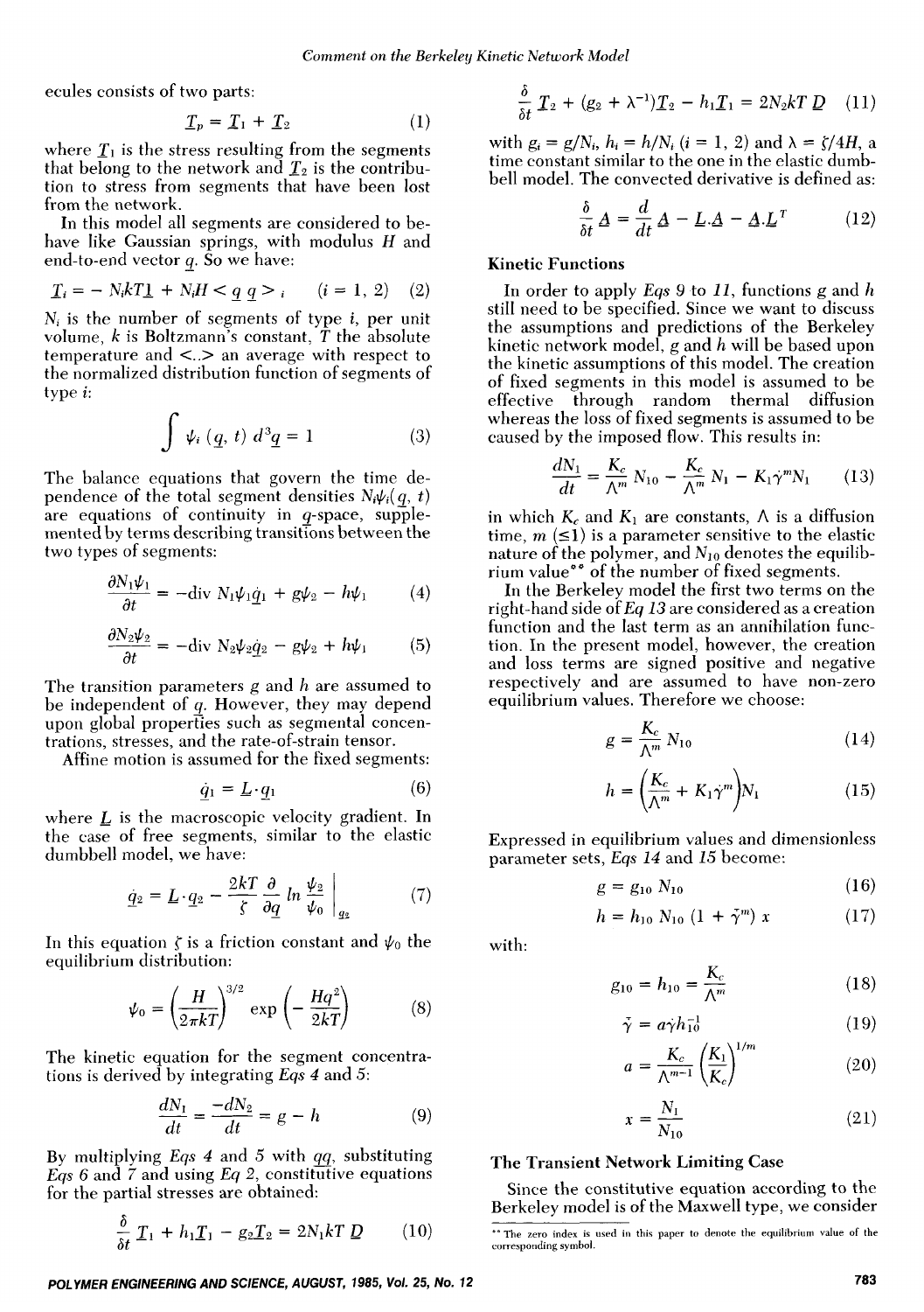ecules consists of two parts:

$$\underline{T}_p = \underline{T}_1 + \underline{T}_2 \tag{1}$$

where $\underline{T}_1$ is the stress resulting from the segments that belong to the network and $\underline{T}_2$ is the contribution to stress from segments that have been lost from the network.

In this model all segments are considered to behave like Gaussian springs, with modulus $H$ and end-to-end vector $\underline{q}$. So we have:

$$\underline{T}_i = -N_i kT\underline{I} + N_i H < \underline{q}\,\underline{q} >_i \quad (i = 1, 2) \tag{2}$$

$N_i$ is the number of segments of type $i$, per unit volume, $k$ is Boltzmann's constant, $T$ the absolute temperature and $<..>$ an average with respect to the normalized distribution function of segments of type $i$:

$$\int \psi_i(\underline{q}, t)\, d^3\underline{q} = 1 \tag{3}$$

The balance equations that govern the time dependence of the total segment densities $N_i\psi_i(\underline{q}, t)$ are equations of continuity in $\underline{q}$-space, supplemented by terms describing transitions between the two types of segments:

$$\frac{\partial N_1\psi_1}{\partial t} = -\text{div}\, N_1\psi_1\dot{\underline{q}}_1 + g\psi_2 - h\psi_1 \tag{4}$$

$$\frac{\partial N_2\psi_2}{\partial t} = -\text{div}\, N_2\psi_2\dot{\underline{q}}_2 - g\psi_2 + h\psi_1 \tag{5}$$

The transition parameters $g$ and $h$ are assumed to be independent of $\underline{q}$. However, they may depend upon global properties such as segmental concentrations, stresses, and the rate-of-strain tensor.

Affine motion is assumed for the fixed segments:

$$\dot{\underline{q}}_1 = \underline{L}\cdot\underline{q}_1 \tag{6}$$

where $\underline{L}$ is the macroscopic velocity gradient. In the case of free segments, similar to the elastic dumbbell model, we have:

$$\dot{\underline{q}}_2 = \underline{L}\cdot\underline{q}_2 - \frac{2kT}{\zeta}\frac{\partial}{\partial\underline{q}}\ln\frac{\psi_2}{\psi_0}\bigg|_{\underline{q}_2} \tag{7}$$

In this equation $\zeta$ is a friction constant and $\psi_0$ the equilibrium distribution:

$$\psi_0 = \left(\frac{H}{2\pi kT}\right)^{3/2}\exp\left(-\frac{Hq^2}{2kT}\right) \tag{8}$$

The kinetic equation for the segment concentrations is derived by integrating *Eqs 4* and *5*:

$$\frac{dN_1}{dt} = \frac{-dN_2}{dt} = g - h \tag{9}$$

By multiplying *Eqs 4* and *5* with $\underline{q}\underline{q}$, substituting *Eqs 6* and *7* and using *Eq 2*, constitutive equations for the partial stresses are obtained:

$$\frac{\delta}{\delta t}\underline{T}_1 + h_1\underline{T}_1 - g_2\underline{T}_2 = 2N_1 kT\,\underline{D} \tag{10}$$

$$\frac{\delta}{\delta t}\underline{T}_2 + (g_2 + \lambda^{-1})\underline{T}_2 - h_1\underline{T}_1 = 2N_2 kT\,\underline{D} \tag{11}$$

with $g_i = g/N_i$, $h_i = h/N_i$ $(i = 1, 2)$ and $\lambda = \zeta/4H$, a time constant similar to the one in the elastic dumbbell model. The convected derivative is defined as:

$$\frac{\delta}{\delta t}\underline{A} = \frac{d}{dt}\underline{A} - \underline{L}.\underline{A} - \underline{A}.\underline{L}^T \tag{12}$$

### Kinetic Functions

In order to apply *Eqs 9* to *11*, functions $g$ and $h$ still need to be specified. Since we want to discuss the assumptions and predictions of the Berkeley kinetic network model, $g$ and $h$ will be based upon the kinetic assumptions of this model. The creation of fixed segments in this model is assumed to be effective through random thermal diffusion whereas the loss of fixed segments is assumed to be caused by the imposed flow. This results in:

$$\frac{dN_1}{dt} = \frac{K_c}{\Lambda^m}N_{10} - \frac{K_c}{\Lambda^m}N_1 - K_1\dot{\gamma}^m N_1 \tag{13}$$

in which $K_c$ and $K_1$ are constants, $\Lambda$ is a diffusion time, $m$ $(\leq 1)$ is a parameter sensitive to the elastic nature of the polymer, and $N_{10}$ denotes the equilibrium value** of the number of fixed segments.

In the Berkeley model the first two terms on the right-hand side of *Eq 13* are considered as a creation function and the last term as an annihilation function. In the present model, however, the creation and loss terms are signed positive and negative respectively and are assumed to have non-zero equilibrium values. Therefore we choose:

$$g = \frac{K_c}{\Lambda^m}N_{10} \tag{14}$$

$$h = \left(\frac{K_c}{\Lambda^m} + K_1\dot{\gamma}^m\right)N_1 \tag{15}$$

Expressed in equilibrium values and dimensionless parameter sets, *Eqs 14* and *15* become:

$$g = g_{10}N_{10} \tag{16}$$

$$h = h_{10}N_{10}(1 + \tilde{\gamma}^m)\,x \tag{17}$$

with:

$$g_{10} = h_{10} = \frac{K_c}{\Lambda^m} \tag{18}$$

$$\tilde{\gamma} = a\dot{\gamma}h_{10}^{-1} \tag{19}$$

$$a = \frac{K_c}{\Lambda^{m-1}}\left(\frac{K_1}{K_c}\right)^{1/m} \tag{20}$$

$$x = \frac{N_1}{N_{10}} \tag{21}$$

### The Transient Network Limiting Case

Since the constitutive equation according to the Berkeley model is of the Maxwell type, we consider

** The zero index is used in this paper to denote the equilibrium value of the corresponding symbol.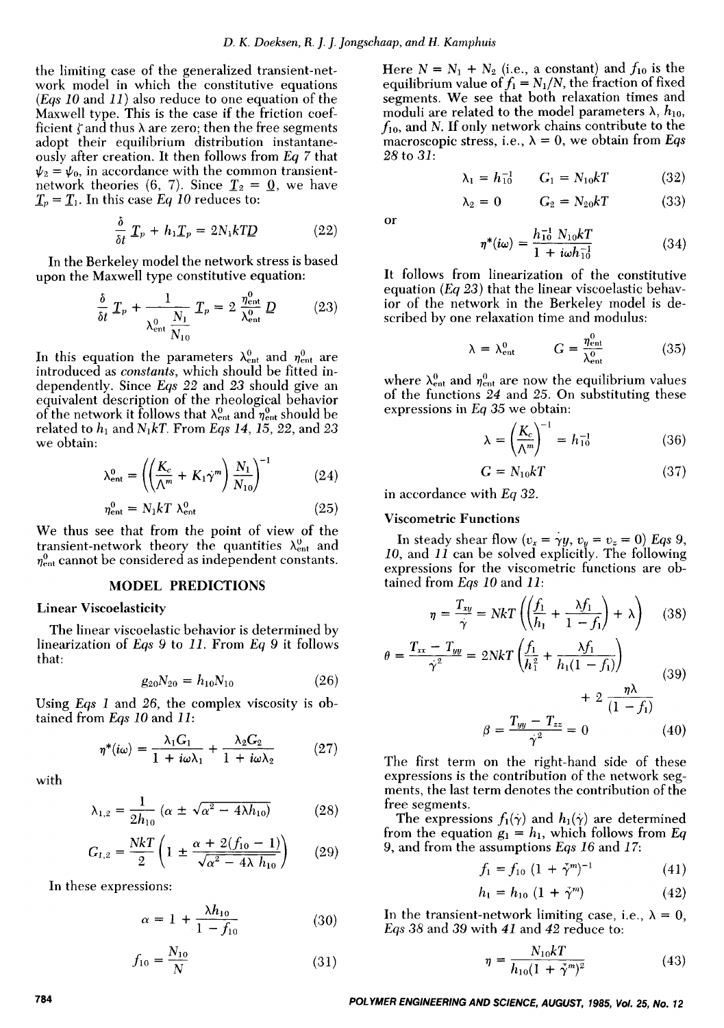the limiting case of the generalized transient-network model in which the constitutive equations (*Eqs 10* and *11*) also reduce to one equation of the Maxwell type. This is the case if the friction coefficient $\zeta$ and thus $\lambda$ are zero; then the free segments adopt their equilibrium distribution instantaneously after creation. It then follows from *Eq 7* that $\psi_2 = \psi_0$, in accordance with the common transient-network theories (6, 7). Since $\underline{T}_2 = \underline{0}$, we have $\underline{T}_p = \underline{T}_1$. In this case *Eq 10* reduces to:

$$\frac{\delta}{\delta t}\underline{T}_p + h_1\underline{T}_p = 2N_1kT\underline{D} \tag{22}$$

In the Berkeley model the network stress is based upon the Maxwell type constitutive equation:

$$\frac{\delta}{\delta t}\underline{T}_p + \frac{1}{\lambda^0_{ent}\dfrac{N_1}{N_{10}}}\underline{T}_p = 2\frac{\eta^0_{ent}}{\lambda^0_{ent}}\underline{D} \tag{23}$$

In this equation the parameters $\lambda^0_{ent}$ and $\eta^0_{ent}$ are introduced as *constants*, which should be fitted independently. Since *Eqs 22* and *23* should give an equivalent description of the rheological behavior of the network it follows that $\lambda^0_{ent}$ and $\eta^0_{ent}$ should be related to $h_1$ and $N_1kT$. From *Eqs 14, 15, 22*, and *23* we obtain:

$$\lambda^0_{ent} = \left(\left(\frac{K_c}{\Lambda^m} + K_1\dot{\gamma}^m\right)\frac{N_1}{N_{10}}\right)^{-1} \tag{24}$$

$$\eta^0_{ent} = N_1kT\,\lambda^0_{ent} \tag{25}$$

We thus see that from the point of view of the transient-network theory the quantities $\lambda^0_{ent}$ and $\eta^0_{ent}$ cannot be considered as independent constants.

## MODEL PREDICTIONS

### Linear Viscoelasticity

The linear viscoelastic behavior is determined by linearization of *Eqs 9* to *11*. From *Eq 9* it follows that:

$$g_{20}N_{20} = h_{10}N_{10} \tag{26}$$

Using *Eqs 1* and *26*, the complex viscosity is obtained from *Eqs 10* and *11*:

$$\eta^*(i\omega) = \frac{\lambda_1G_1}{1 + i\omega\lambda_1} + \frac{\lambda_2G_2}{1 + i\omega\lambda_2} \tag{27}$$

with

$$\lambda_{1,2} = \frac{1}{2h_{10}}\left(\alpha \pm \sqrt{\alpha^2 - 4\lambda h_{10}}\right) \tag{28}$$

$$G_{1,2} = \frac{NkT}{2}\left(1 \pm \frac{\alpha + 2(f_{10} - 1)}{\sqrt{\alpha^2 - 4\lambda\,h_{10}}}\right) \tag{29}$$

In these expressions:

$$\alpha = 1 + \frac{\lambda h_{10}}{1 - f_{10}} \tag{30}$$

$$f_{10} = \frac{N_{10}}{N} \tag{31}$$

Here $N = N_1 + N_2$ (i.e., a constant) and $f_{10}$ is the equilibrium value of $f_1 = N_1/N$, the fraction of fixed segments. We see that both relaxation times and moduli are related to the model parameters $\lambda$, $h_{10}$, $f_{10}$, and $N$. If only network chains contribute to the macroscopic stress, i.e., $\lambda = 0$, we obtain from *Eqs 28* to *31*:

$$\lambda_1 = h_{10}^{-1} \qquad G_1 = N_{10}kT \tag{32}$$

$$\lambda_2 = 0 \qquad G_2 = N_{20}kT \tag{33}$$

or

$$\eta^*(i\omega) = \frac{h_{10}^{-1}\,N_{10}kT}{1 + i\omega h_{10}^{-1}} \tag{34}$$

It follows from linearization of the constitutive equation (*Eq 23*) that the linear viscoelastic behavior of the network in the Berkeley model is described by one relaxation time and modulus:

$$\lambda = \lambda^0_{ent} \qquad G = \frac{\eta^0_{ent}}{\lambda^0_{ent}} \tag{35}$$

where $\lambda^0_{ent}$ and $\eta^0_{ent}$ are now the equilibrium values of the functions *24* and *25*. On substituting these expressions in *Eq 35* we obtain:

$$\lambda = \left(\frac{K_c}{\Lambda^m}\right)^{-1} = h_{10}^{-1} \tag{36}$$

$$G = N_{10}kT \tag{37}$$

in accordance with *Eq 32*.

### Viscometric Functions

In steady shear flow ($v_x = \dot{\gamma}y$, $v_y = v_z = 0$) *Eqs 9*, *10*, and *11* can be solved explicitly. The following expressions for the viscometric functions are obtained from *Eqs 10* and *11*:

$$\eta = \frac{T_{xy}}{\dot{\gamma}} = NkT\left(\left(\frac{f_1}{h_1} + \frac{\lambda f_1}{1 - f_1}\right) + \lambda\right) \tag{38}$$

$$\theta = \frac{T_{xx} - T_{yy}}{\dot{\gamma}^2} = 2NkT\left(\frac{f_1}{h_1^2} + \frac{\lambda f_1}{h_1(1 - f_1)}\right) + 2\frac{\eta\lambda}{(1 - f_1)} \tag{39}$$

$$\beta = \frac{T_{yy} - T_{zz}}{\dot{\gamma}^2} = 0 \tag{40}$$

The first term on the right-hand side of these expressions is the contribution of the network segments, the last term denotes the contribution of the free segments.

The expressions $f_1(\dot{\gamma})$ and $h_1(\dot{\gamma})$ are determined from the equation $g_1 = h_1$, which follows from *Eq 9*, and from the assumptions *Eqs 16* and *17*:

$$f_1 = f_{10}\,(1 + \dot{\gamma}^m)^{-1} \tag{41}$$

$$h_1 = h_{10}\,(1 + \dot{\gamma}^m) \tag{42}$$

In the transient-network limiting case, i.e., $\lambda = 0$, *Eqs 38* and *39* with *41* and *42* reduce to:

$$\eta = \frac{N_{10}kT}{h_{10}(1 + \dot{\gamma}^m)^2} \tag{43}$$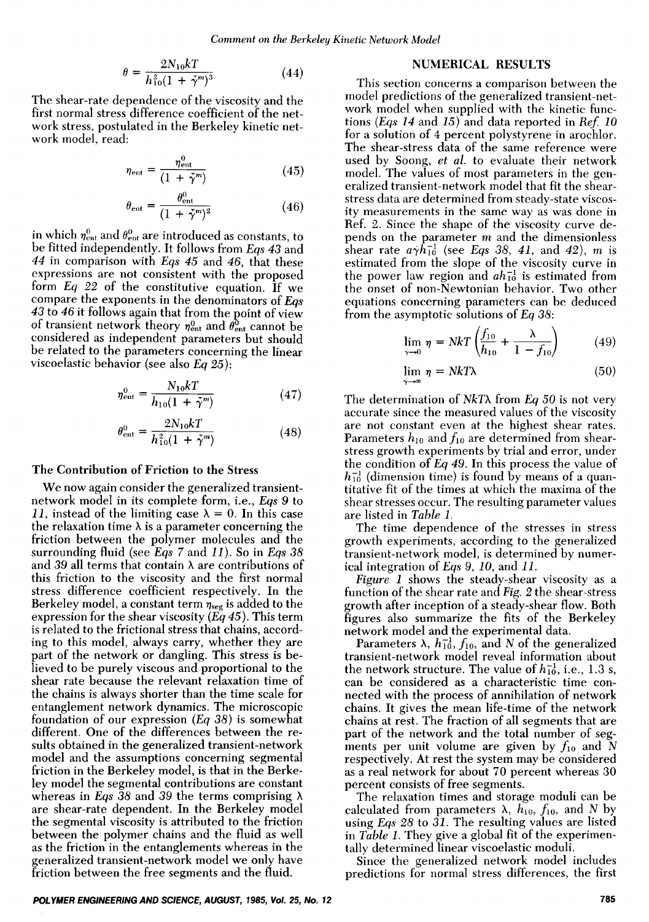$$\theta = \frac{2N_{10}kT}{h_{10}^2(1 + \tilde{\gamma}^m)^3} \tag{44}$$

The shear-rate dependence of the viscosity and the first normal stress difference coefficient of the network stress, postulated in the Berkeley kinetic network model, read:

$$\eta_{\text{ent}} = \frac{\eta_{\text{ent}}^0}{(1 + \tilde{\gamma}^m)} \tag{45}$$

$$\theta_{\text{ent}} = \frac{\theta_{\text{ent}}^0}{(1 + \tilde{\gamma}^m)^2} \tag{46}$$

in which $\eta_{\text{ent}}^0$ and $\theta_{\text{ent}}^0$ are introduced as constants, to be fitted independently. It follows from *Eqs 43* and *44* in comparison with *Eqs 45* and *46*, that these expressions are not consistent with the proposed form *Eq 22* of the constitutive equation. If we compare the exponents in the denominators of *Eqs 43* to *46* it follows again that from the point of view of transient network theory $\eta_{\text{ent}}^0$ and $\theta_{\text{ent}}^0$ cannot be considered as independent parameters but should be related to the parameters concerning the linear viscoelastic behavior (see also *Eq 25*):

$$\eta_{\text{ent}}^0 = \frac{N_{10}kT}{h_{10}(1 + \tilde{\gamma}^m)} \tag{47}$$

$$\theta_{\text{ent}}^0 = \frac{2N_{10}kT}{h_{10}^2(1 + \tilde{\gamma}^m)} \tag{48}$$

### The Contribution of Friction to the Stress

We now again consider the generalized transient-network model in its complete form, i.e., *Eqs 9* to *11*, instead of the limiting case $\lambda = 0$. In this case the relaxation time $\lambda$ is a parameter concerning the friction between the polymer molecules and the surrounding fluid (see *Eqs 7* and *11*). So in *Eqs 38* and *39* all terms that contain $\lambda$ are contributions of this friction to the viscosity and the first normal stress difference coefficient respectively. In the Berkeley model, a constant term $\eta_{\text{seg}}$ is added to the expression for the shear viscosity (*Eq 45*). This term is related to the frictional stress that chains, according to this model, always carry, whether they are part of the network or dangling. This stress is believed to be purely viscous and proportional to the shear rate because the relevant relaxation time of the chains is always shorter than the time scale for entanglement network dynamics. The microscopic foundation of our expression (*Eq 38*) is somewhat different. One of the differences between the results obtained in the generalized transient-network model and the assumptions concerning segmental friction in the Berkeley model, is that in the Berkeley model the segmental contributions are constant whereas in *Eqs 38* and *39* the terms comprising $\lambda$ are shear-rate dependent. In the Berkeley model the segmental viscosity is attributed to the friction between the polymer chains and the fluid as well as the friction in the entanglements whereas in the generalized transient-network model we only have friction between the free segments and the fluid.

## NUMERICAL RESULTS

This section concerns a comparison between the model predictions of the generalized transient-network model when supplied with the kinetic functions (*Eqs 14* and *15*) and data reported in *Ref. 10* for a solution of 4 percent polystyrene in arochlor. The shear-stress data of the same reference were used by Soong, *et al.* to evaluate their network model. The values of most parameters in the generalized transient-network model that fit the shear-stress data are determined from steady-state viscosity measurements in the same way as was done in Ref. 2. Since the shape of the viscosity curve depends on the parameter $m$ and the dimensionless shear rate $a\dot{\gamma}h_{10}^{-1}$ (see *Eqs 38*, *41*, and *42*), $m$ is estimated from the slope of the viscosity curve in the power law region and $ah_{10}^{-1}$ is estimated from the onset of non-Newtonian behavior. Two other equations concerning parameters can be deduced from the asymptotic solutions of *Eq 38*:

$$\lim_{\gamma \to 0} \eta = NkT\left(\frac{f_{10}}{h_{10}} + \frac{\lambda}{1 - f_{10}}\right) \tag{49}$$

$$\lim_{\gamma \to \infty} \eta = NkT\lambda \tag{50}$$

The determination of $NkT\lambda$ from *Eq 50* is not very accurate since the measured values of the viscosity are not constant even at the highest shear rates. Parameters $h_{10}$ and $f_{10}$ are determined from shear-stress growth experiments by trial and error, under the condition of *Eq 49*. In this process the value of $h_{10}^{-1}$ (dimension time) is found by means of a quantitative fit of the times at which the maxima of the shear stresses occur. The resulting parameter values are listed in *Table 1*.

The time dependence of the stresses in stress growth experiments, according to the generalized transient-network model, is determined by numerical integration of *Eqs 9*, *10*, and *11*.

*Figure 1* shows the steady-shear viscosity as a function of the shear rate and *Fig. 2* the shear-stress growth after inception of a steady-shear flow. Both figures also summarize the fits of the Berkeley network model and the experimental data.

Parameters $\lambda$, $h_{10}^{-1}$, $f_{10}$, and $N$ of the generalized transient-network model reveal information about the network structure. The value of $h_{10}^{-1}$, i.e., 1.3 s, can be considered as a characteristic time connected with the process of annihilation of network chains. It gives the mean life-time of the network chains at rest. The fraction of all segments that are part of the network and the total number of segments per unit volume are given by $f_{10}$ and $N$ respectively. At rest the system may be considered as a real network for about 70 percent whereas 30 percent consists of free segments.

The relaxation times and storage moduli can be calculated from parameters $\lambda$, $h_{10}$, $f_{10}$, and $N$ by using *Eqs 28* to *31*. The resulting values are listed in *Table 1*. They give a global fit of the experimentally determined linear viscoelastic moduli.

Since the generalized network model includes predictions for normal stress differences, the first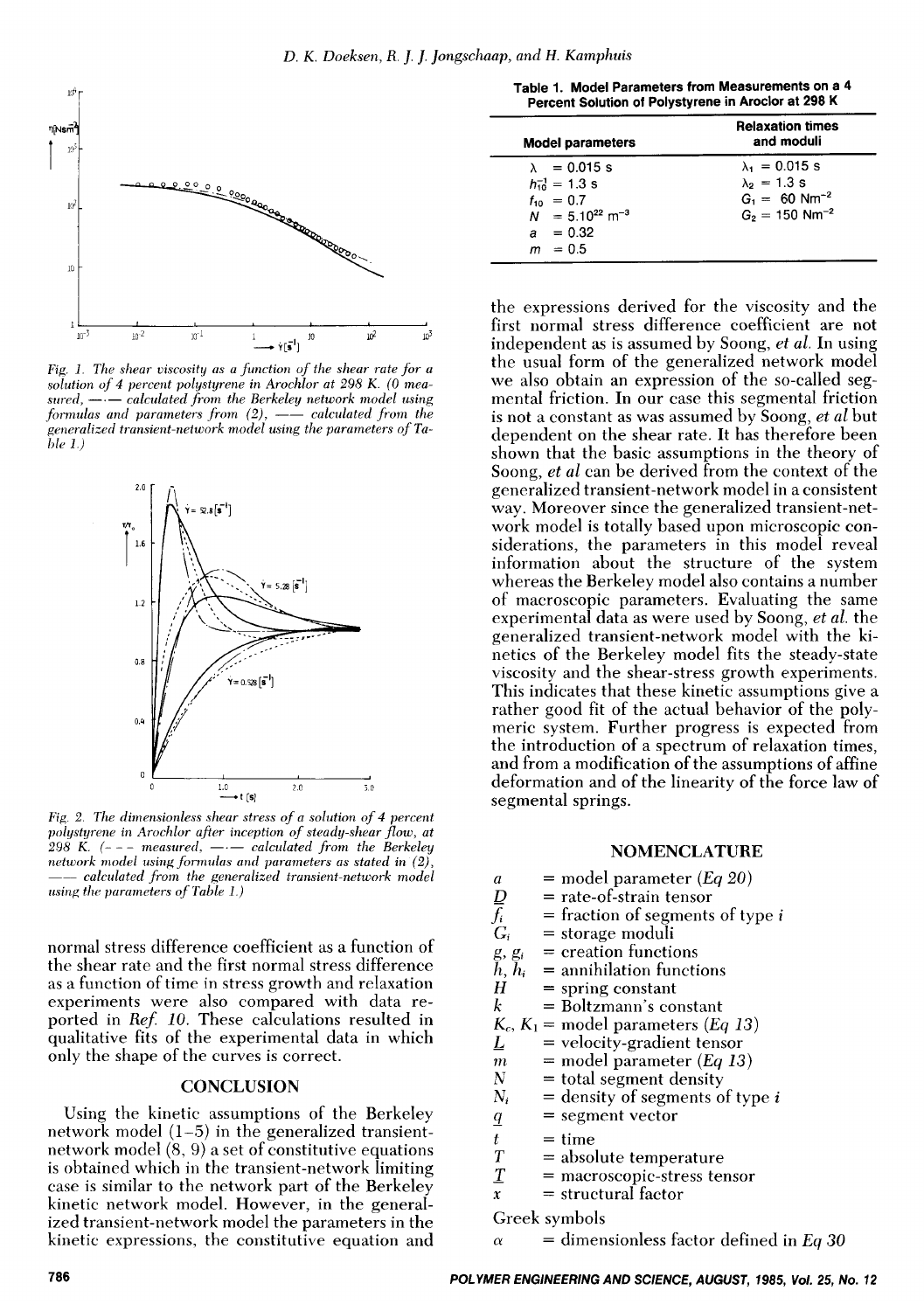Fig. 1. The shear viscosity as a function of the shear rate for a solution of 4 percent polystyrene in Arochlor at 298 K. (0 measured, —·— calculated from the Berkeley network model using formulas and parameters from (2), —— calculated from the generalized transient-network model using the parameters of Table 1.)

Fig. 2. The dimensionless shear stress of a solution of 4 percent polystyrene in Arochlor after inception of steady-shear flow, at 298 K. (- - - measured, —·— calculated from the Berkeley network model using formulas and parameters as stated in (2), —— calculated from the generalized transient-network model using the parameters of Table 1.)

normal stress difference coefficient as a function of the shear rate and the first normal stress difference as a function of time in stress growth and relaxation experiments were also compared with data reported in *Ref. 10*. These calculations resulted in qualitative fits of the experimental data in which only the shape of the curves is correct.

## CONCLUSION

Using the kinetic assumptions of the Berkeley network model (1–5) in the generalized transient-network model (8, 9) a set of constitutive equations is obtained which in the transient-network limiting case is similar to the network part of the Berkeley kinetic network model. However, in the generalized transient-network model the parameters in the kinetic expressions, the constitutive equation and the expressions derived for the viscosity and the first normal stress difference coefficient are not independent as is assumed by Soong, *et al.* In using the usual form of the generalized network model we also obtain an expression of the so-called segmental friction. In our case this segmental friction is not a constant as was assumed by Soong, *et al* but dependent on the shear rate. It has therefore been shown that the basic assumptions in the theory of Soong, *et al* can be derived from the context of the generalized transient-network model in a consistent way. Moreover since the generalized transient-network model is totally based upon microscopic considerations, the parameters in this model reveal information about the structure of the system whereas the Berkeley model also contains a number of macroscopic parameters. Evaluating the same experimental data as were used by Soong, *et al.* the generalized transient-network model with the kinetics of the Berkeley model fits the steady-state viscosity and the shear-stress growth experiments. This indicates that these kinetic assumptions give a rather good fit of the actual behavior of the polymeric system. Further progress is expected from the introduction of a spectrum of relaxation times, and from a modification of the assumptions of affine deformation and of the linearity of the force law of segmental springs.

**Table 1. Model Parameters from Measurements on a 4 Percent Solution of Polystyrene in Aroclor at 298 K**

| Model parameters | Relaxation times and moduli |
|---|---|
| $\lambda = 0.015$ s | $\lambda_1 = 0.015$ s |
| $h_{10}^{-1} = 1.3$ s | $\lambda_2 = 1.3$ s |
| $f_{10} = 0.7$ | $G_1 = 60$ Nm$^{-2}$ |
| $N = 5.10^{22}$ m$^{-3}$ | $G_2 = 150$ Nm$^{-2}$ |
| $a = 0.32$ | |
| $m = 0.5$ | |

## NOMENCLATURE

- $a$ = model parameter (*Eq 20*)
- $\underline{D}$ = rate-of-strain tensor
- $f_i$ = fraction of segments of type $i$
- $G_i$ = storage moduli
- $g$, $g_i$ = creation functions
- $h$, $h_i$ = annihilation functions
- $H$ = spring constant
- $k$ = Boltzmann's constant
- $K_c$, $K_1$ = model parameters (*Eq 13*)
- $\underline{L}$ = velocity-gradient tensor
- $m$ = model parameter (*Eq 13*)
- $N$ = total segment density
- $N_i$ = density of segments of type $i$
- $\underline{q}$ = segment vector
- $t$ = time
- $T$ = absolute temperature
- $\underline{T}$ = macroscopic-stress tensor
- $x$ = structural factor

Greek symbols

- $\alpha$ = dimensionless factor defined in *Eq 30*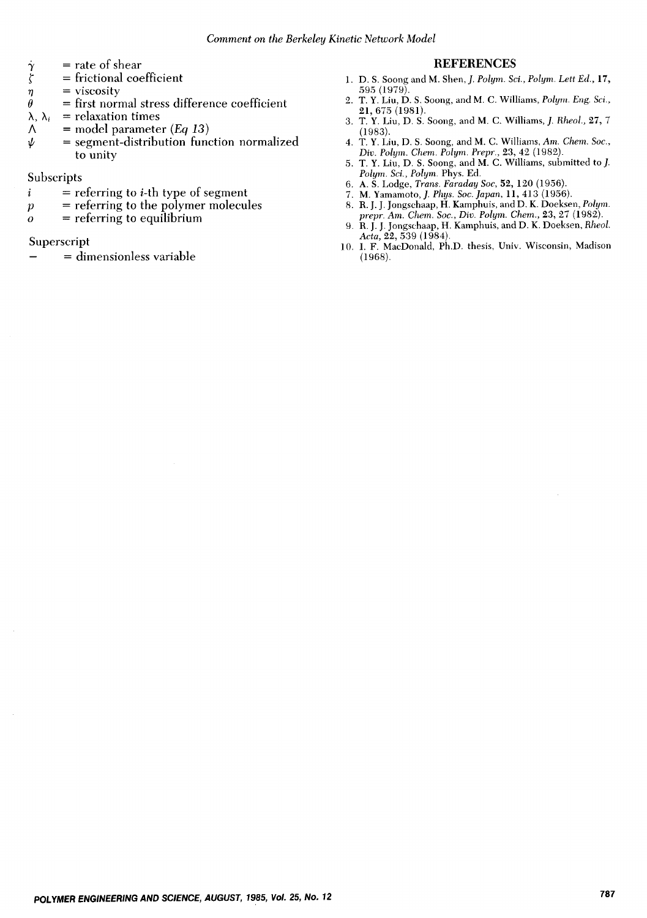$\dot{\gamma}$ = rate of shear
$\zeta$ = frictional coefficient
$\eta$ = viscosity
$\theta$ = first normal stress difference coefficient
$\lambda, \lambda_i$ = relaxation times
$\Lambda$ = model parameter (*Eq 13*)
$\psi$ = segment-distribution function normalized to unity

Subscripts

$i$ = referring to $i$-th type of segment
$p$ = referring to the polymer molecules
$o$ = referring to equilibrium

Superscript

$-$ = dimensionless variable

## REFERENCES

1. D. S. Soong and M. Shen, *J. Polym. Sci., Polym. Lett Ed.*, **17**, 595 (1979).
2. T. Y. Liu, D. S. Soong, and M. C. Williams, *Polym. Eng. Sci.*, **21**, 675 (1981).
3. T. Y. Liu, D. S. Soong, and M. C. Williams, *J. Rheol.*, **27**, 7 (1983).
4. T. Y. Liu, D. S. Soong, and M. C. Williams, *Am. Chem. Soc., Div. Polym. Chem. Polym. Prepr.*, **23**, 42 (1982).
5. T. Y. Liu, D. S. Soong, and M. C. Williams, submitted to *J. Polym. Sci., Polym.* Phys. Ed.
6. A. S. Lodge, *Trans. Faraday Soc*, **52**, 120 (1956).
7. M. Yamamoto, *J. Phys. Soc. Japan*, **11**, 413 (1956).
8. R. J. J. Jongschaap, H. Kamphuis, and D. K. Doeksen, *Polym. prepr. Am. Chem. Soc., Div. Polym. Chem.*, **23**, 27 (1982).
9. R. J. J. Jongschaap, H. Kamphuis, and D. K. Doeksen, *Rheol. Acta*, **22**, 539 (1984).
10. I. F. MacDonald, Ph.D. thesis, Univ. Wisconsin, Madison (1968).